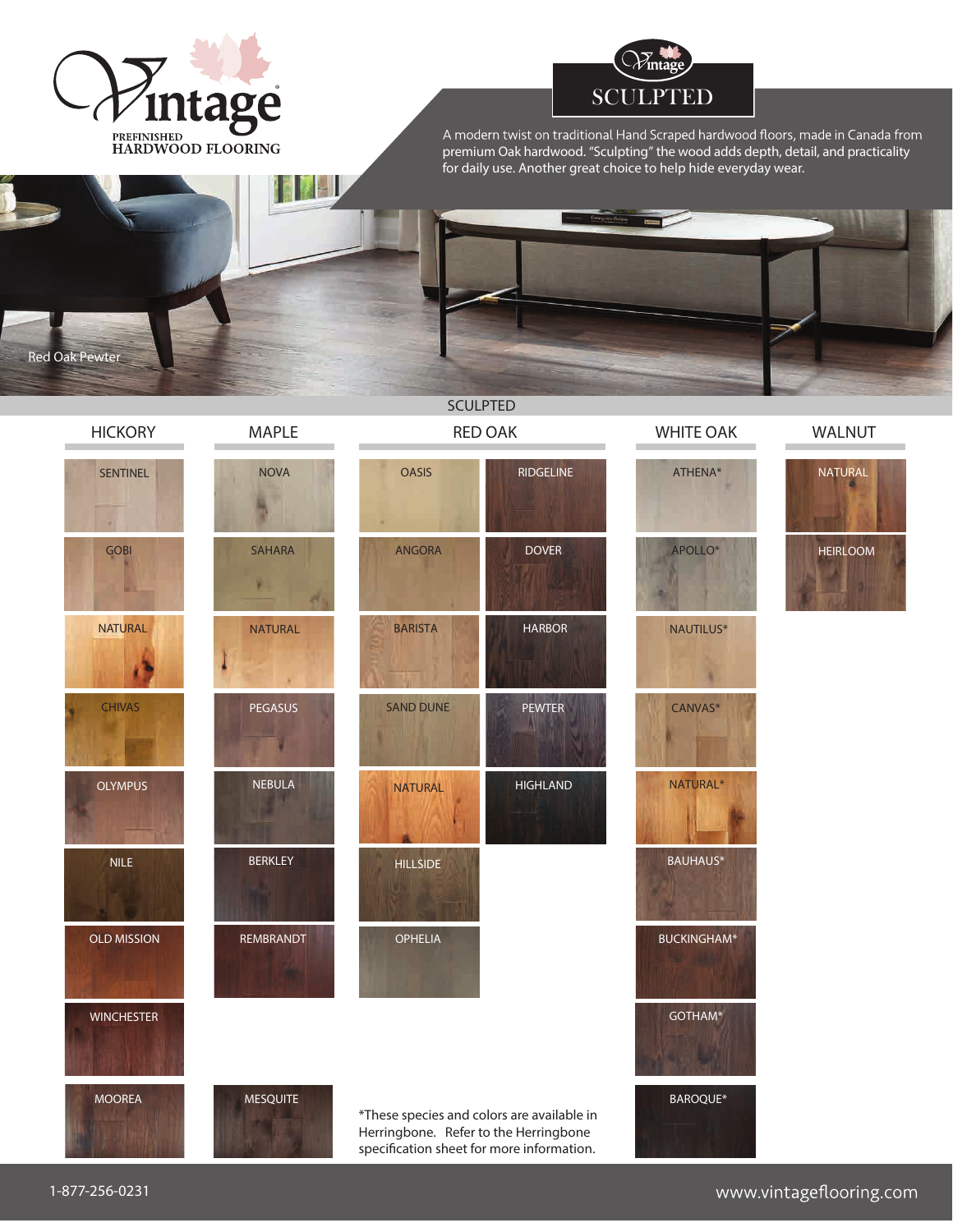# Vintage

PREFINISHED
HARDWOOD FLOORING

## Vintage SCULPTED

A modern twist on traditional Hand Scraped hardwood floors, made in Canada from premium Oak hardwood. "Sculpting" the wood adds depth, detail, and practicality for daily use. Another great choice to help hide everyday wear.

Red Oak Pewter

## SCULPTED

| HICKORY | MAPLE | RED OAK | | WHITE OAK | WALNUT |
|---|---|---|---|---|---|
| SENTINEL | NOVA | OASIS | RIDGELINE | ATHENA* | NATURAL |
| GOBI | SAHARA | ANGORA | DOVER | APOLLO* | HEIRLOOM |
| NATURAL | NATURAL | BARISTA | HARBOR | NAUTILUS* | |
| CHIVAS | PEGASUS | SAND DUNE | PEWTER | CANVAS* | |
| OLYMPUS | NEBULA | NATURAL | HIGHLAND | NATURAL* | |
| NILE | BERKLEY | HILLSIDE | | BAUHAUS* | |
| OLD MISSION | REMBRANDT | OPHELIA | | BUCKINGHAM* | |
| WINCHESTER | | | | GOTHAM* | |
| MOOREA | MESQUITE | | | BAROQUE* | |

*These species and colors are available in Herringbone. Refer to the Herringbone specification sheet for more information.

1-877-256-0231

www.vintageflooring.com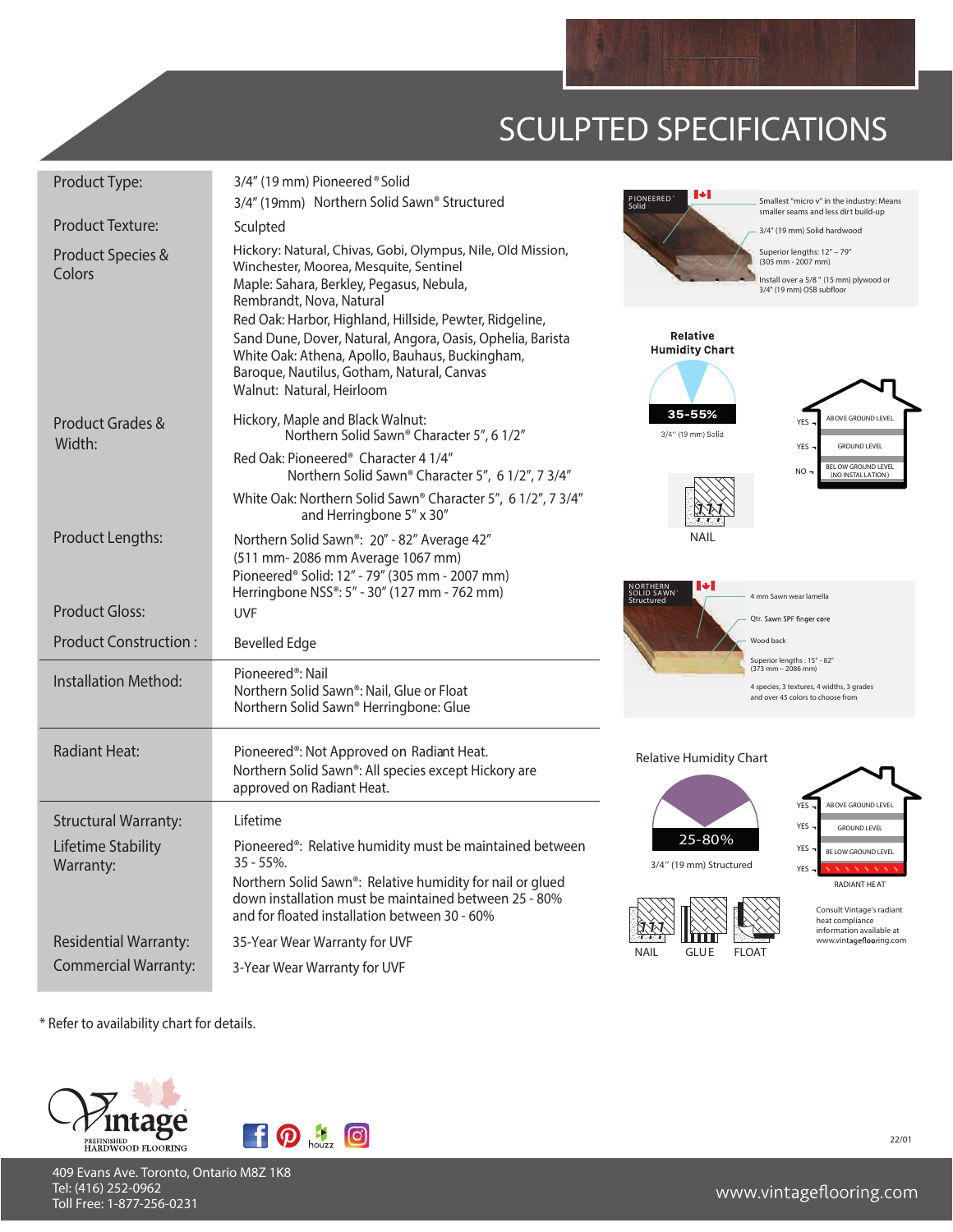# SCULPTED SPECIFICATIONS

| | |
|---|---|
| Product Type: | 3/4" (19 mm) Pioneered® Solid<br>3/4" (19mm) Northern Solid Sawn® Structured |
| Product Texture: | Sculpted |
| Product Species & Colors | Hickory: Natural, Chivas, Gobi, Olympus, Nile, Old Mission, Winchester, Moorea, Mesquite, Sentinel<br>Maple: Sahara, Berkley, Pegasus, Nebula, Rembrandt, Nova, Natural<br>Red Oak: Harbor, Highland, Hillside, Pewter, Ridgeline, Sand Dune, Dover, Natural, Angora, Oasis, Ophelia, Barista<br>White Oak: Athena, Apollo, Bauhaus, Buckingham, Baroque, Nautilus, Gotham, Natural, Canvas<br>Walnut: Natural, Heirloom |
| Product Grades & Width: | Hickory, Maple and Black Walnut: Northern Solid Sawn® Character 5", 6 1/2"<br>Red Oak: Pioneered® Character 4 1/4" Northern Solid Sawn® Character 5", 6 1/2", 7 3/4"<br>White Oak: Northern Solid Sawn® Character 5", 6 1/2", 7 3/4" and Herringbone 5" x 30" |
| Product Lengths: | Northern Solid Sawn®: 20" - 82" Average 42" (511 mm- 2086 mm Average 1067 mm)<br>Pioneered® Solid: 12" - 79" (305 mm - 2007 mm)<br>Herringbone NSS®: 5" - 30" (127 mm - 762 mm) |
| Product Gloss: | UVF |
| Product Construction : | Bevelled Edge |
| Installation Method: | Pioneered®: Nail<br>Northern Solid Sawn®: Nail, Glue or Float<br>Northern Solid Sawn® Herringbone: Glue |
| Radiant Heat: | Pioneered®: Not Approved on Radiant Heat.<br>Northern Solid Sawn®: All species except Hickory are approved on Radiant Heat. |
| Structural Warranty: | Lifetime |
| Lifetime Stability Warranty: | Pioneered®: Relative humidity must be maintained between 35 - 55%.<br>Northern Solid Sawn®: Relative humidity for nail or glued down installation must be maintained between 25 - 80% and for floated installation between 30 - 60% |
| Residential Warranty: | 35-Year Wear Warranty for UVF |
| Commercial Warranty: | 3-Year Wear Warranty for UVF |

PIONEERED® Solid
- Smallest "micro v" in the industry: Means smaller seams and less dirt build-up
- 3/4" (19 mm) Solid hardwood
- Superior lengths: 12" – 79" (305 mm - 2007 mm)
- Install over a 5/8" (15 mm) plywood or 3/4" (19 mm) OSB subfloor

Relative Humidity Chart
35-55%
3/4" (19 mm) Solid
NAIL
ABOVE GROUND LEVEL – YES
GROUND LEVEL – YES
BELOW GROUND LEVEL (NO INSTALLATION) – NO

NORTHERN SOLID SAWN® Structured
- 4 mm Sawn wear lamella
- Qtr. Sawn SPF finger core
- Wood back
- Superior lengths : 15" - 82" (373 mm – 2086 mm)
- 4 species, 3 textures, 4 widths, 3 grades and over 45 colors to choose from

Relative Humidity Chart
25-80%
3/4" (19 mm) Structured
NAIL GLUE FLOAT
ABOVE GROUND LEVEL – YES
GROUND LEVEL – YES
BELOW GROUND LEVEL – YES
RADIANT HEAT – YES

Consult Vintage's radiant heat compliance information available at www.vintageflooring.com

* Refer to availability chart for details.

Vintage PREFINISHED HARDWOOD FLOORING

22/01

409 Evans Ave. Toronto, Ontario M8Z 1K8
Tel: (416) 252-0962
Toll Free: 1-877-256-0231

www.vintageflooring.com